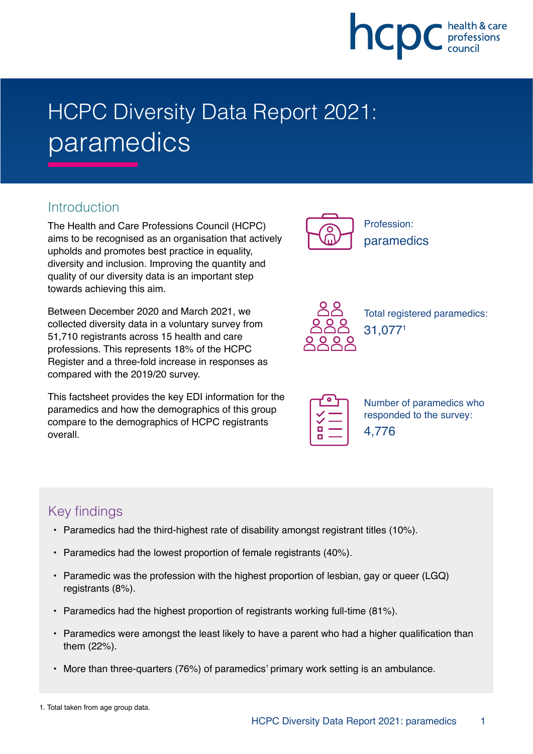# HCPC Diversity Data Report 2021: paramedics

## Introduction

The Health and Care Professions Council (HCPC) aims to be recognised as an organisation that actively upholds and promotes best practice in equality, diversity and inclusion. Improving the quantity and quality of our diversity data is an important step towards achieving this aim.

Between December 2020 and March 2021, we collected diversity data in a voluntary survey from 51,710 registrants across 15 health and care professions. This represents 18% of the HCPC Register and a three-fold increase in responses as compared with the 2019/20 survey.

This factsheet provides the key EDI information for the paramedics and how the demographics of this group compare to the demographics of HCPC registrants overall.

Profession:
paramedics

Total registered paramedics:
31,077[1]

Number of paramedics who responded to the survey:
4,776

## Key findings

- Paramedics had the third-highest rate of disability amongst registrant titles (10%).
- Paramedics had the lowest proportion of female registrants (40%).
- Paramedic was the profession with the highest proportion of lesbian, gay or queer (LGQ) registrants (8%).
- Paramedics had the highest proportion of registrants working full-time (81%).
- Paramedics were amongst the least likely to have a parent who had a higher qualification than them (22%).
- More than three-quarters (76%) of paramedics' primary work setting is an ambulance.

1. Total taken from age group data.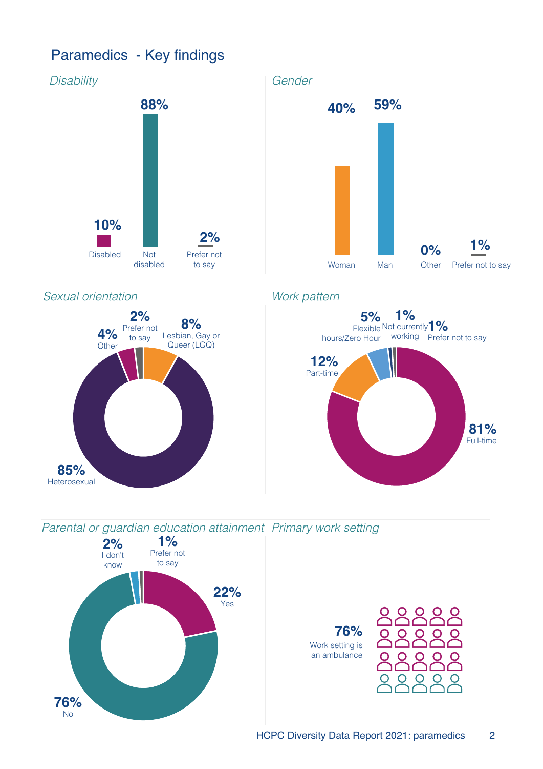# Paramedics - Key findings

*Disability*

- 10% Disabled
- 88% Not disabled
- 2% Prefer not to say

*Gender*

- 40% Woman
- 59% Man
- 0% Other
- 1% Prefer not to say

*Sexual orientation*

- 85% Heterosexual
- 8% Lesbian, Gay or Queer (LGQ)
- 4% Other
- 2% Prefer not to say

*Work pattern*

- 81% Full-time
- 12% Part-time
- 5% Flexible hours/Zero Hour
- 1% Not currently working
- 1% Prefer not to say

*Parental or guardian education attainment*

- 22% Yes
- 76% No
- 2% I don't know
- 1% Prefer not to say

*Primary work setting*

- 76% Work setting is an ambulance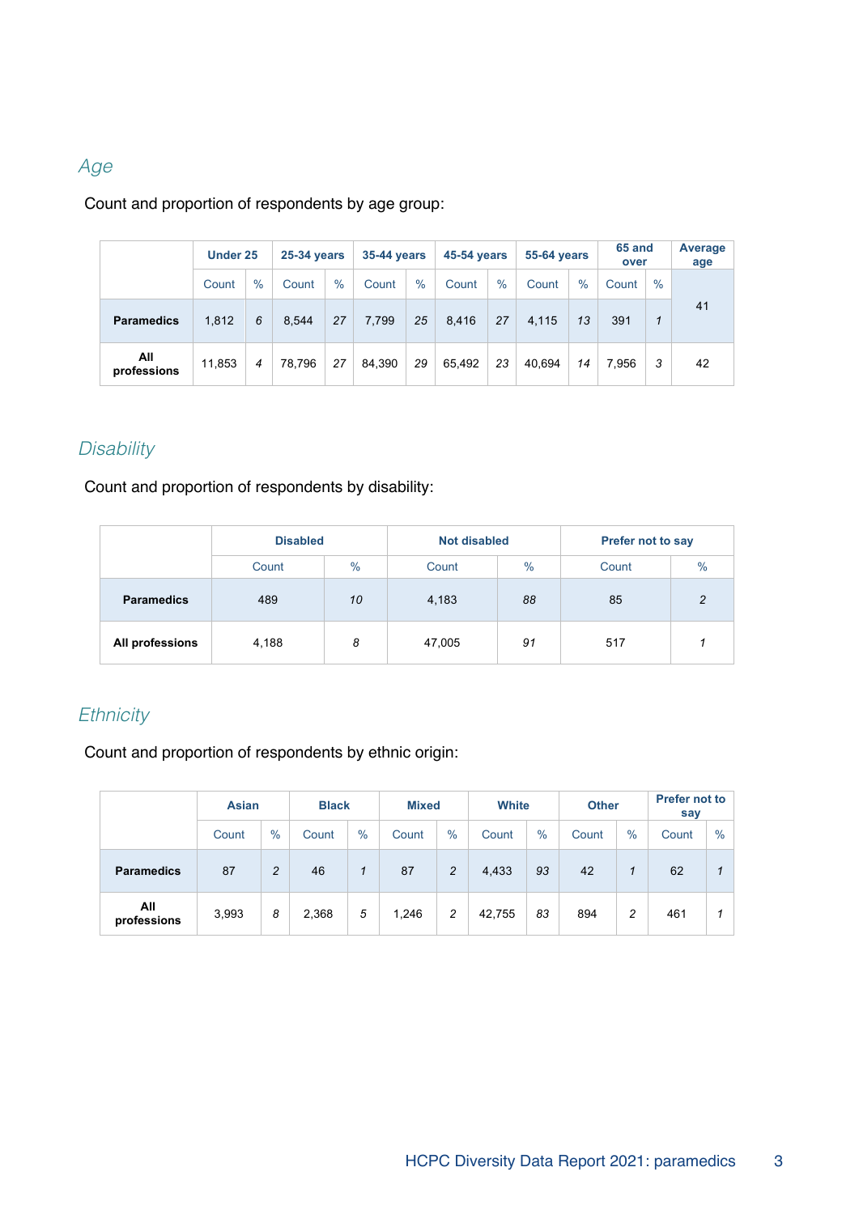## Age

Count and proportion of respondents by age group:

| | Under 25 | | 25-34 years | | 35-44 years | | 45-54 years | | 55-64 years | | 65 and over | | Average age |
|---|---|---|---|---|---|---|---|---|---|---|---|---|---|
| | Count | % | Count | % | Count | % | Count | % | Count | % | Count | % | |
| **Paramedics** | 1,812 | *6* | 8,544 | *27* | 7,799 | *25* | 8,416 | *27* | 4,115 | *13* | 391 | *1* | 41 |
| **All professions** | 11,853 | *4* | 78,796 | *27* | 84,390 | *29* | 65,492 | *23* | 40,694 | *14* | 7,956 | *3* | 42 |

## Disability

Count and proportion of respondents by disability:

| | Disabled | | Not disabled | | Prefer not to say | |
|---|---|---|---|---|---|---|
| | Count | % | Count | % | Count | % |
| **Paramedics** | 489 | *10* | 4,183 | *88* | 85 | *2* |
| **All professions** | 4,188 | *8* | 47,005 | *91* | 517 | *1* |

## Ethnicity

Count and proportion of respondents by ethnic origin:

| | Asian | | Black | | Mixed | | White | | Other | | Prefer not to say | |
|---|---|---|---|---|---|---|---|---|---|---|---|---|
| | Count | % | Count | % | Count | % | Count | % | Count | % | Count | % |
| **Paramedics** | 87 | *2* | 46 | *1* | 87 | *2* | 4,433 | *93* | 42 | *1* | 62 | *1* |
| **All professions** | 3,993 | *8* | 2,368 | *5* | 1,246 | *2* | 42,755 | *83* | 894 | *2* | 461 | *1* |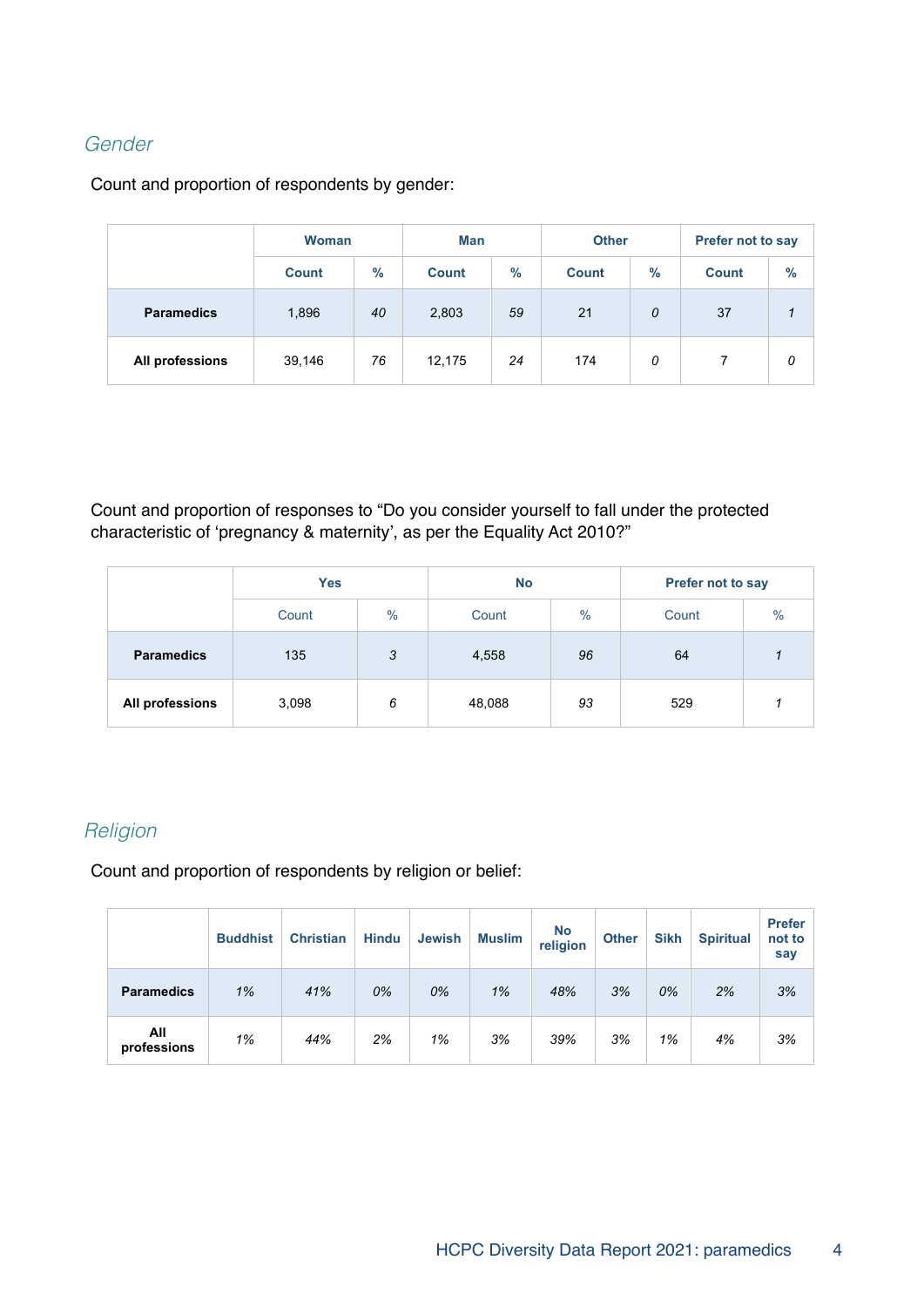## *Gender*

Count and proportion of respondents by gender:

| | Woman | | Man | | Other | | Prefer not to say | |
|---|---|---|---|---|---|---|---|---|
| | Count | % | Count | % | Count | % | Count | % |
| **Paramedics** | 1,896 | *40* | 2,803 | *59* | 21 | *0* | 37 | *1* |
| **All professions** | 39,146 | *76* | 12,175 | *24* | 174 | *0* | 7 | *0* |

Count and proportion of responses to "Do you consider yourself to fall under the protected characteristic of 'pregnancy & maternity', as per the Equality Act 2010?"

| | Yes | | No | | Prefer not to say | |
|---|---|---|---|---|---|---|
| | Count | % | Count | % | Count | % |
| **Paramedics** | 135 | *3* | 4,558 | *96* | 64 | *1* |
| **All professions** | 3,098 | *6* | 48,088 | *93* | 529 | *1* |

## *Religion*

Count and proportion of respondents by religion or belief:

| | Buddhist | Christian | Hindu | Jewish | Muslim | No religion | Other | Sikh | Spiritual | Prefer not to say |
|---|---|---|---|---|---|---|---|---|---|---|
| **Paramedics** | *1%* | *41%* | *0%* | *0%* | *1%* | *48%* | *3%* | *0%* | *2%* | *3%* |
| **All professions** | *1%* | *44%* | *2%* | *1%* | *3%* | *39%* | *3%* | *1%* | *4%* | *3%* |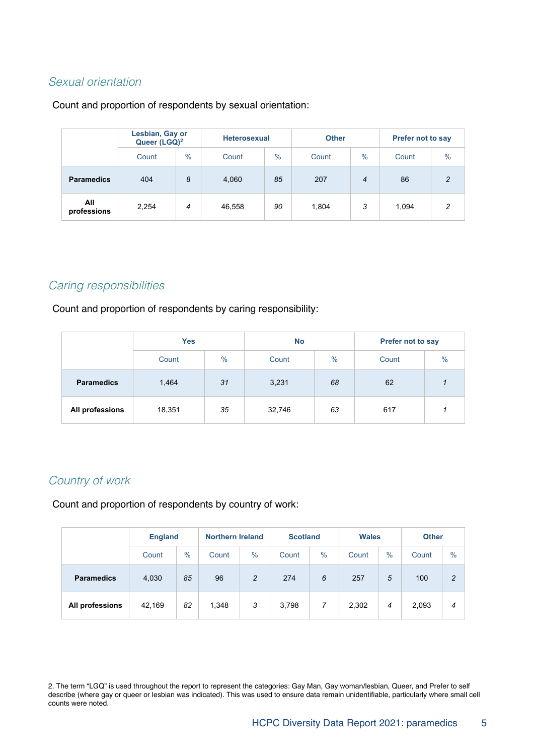## *Sexual orientation*

Count and proportion of respondents by sexual orientation:

| | Lesbian, Gay or Queer (LGQ)[2] | | Heterosexual | | Other | | Prefer not to say | |
|---|---|---|---|---|---|---|---|---|
| | Count | % | Count | % | Count | % | Count | % |
| **Paramedics** | 404 | *8* | 4,060 | *85* | 207 | *4* | 86 | *2* |
| **All professions** | 2,254 | *4* | 46,558 | *90* | 1,804 | *3* | 1,094 | *2* |

## *Caring responsibilities*

Count and proportion of respondents by caring responsibility:

| | Yes | | No | | Prefer not to say | |
|---|---|---|---|---|---|---|
| | Count | % | Count | % | Count | % |
| **Paramedics** | 1,464 | *31* | 3,231 | *68* | 62 | *1* |
| **All professions** | 18,351 | *35* | 32,746 | *63* | 617 | *1* |

## *Country of work*

Count and proportion of respondents by country of work:

| | England | | Northern Ireland | | Scotland | | Wales | | Other | |
|---|---|---|---|---|---|---|---|---|---|---|
| | Count | % | Count | % | Count | % | Count | % | Count | % |
| **Paramedics** | 4,030 | *85* | 96 | *2* | 274 | *6* | 257 | *5* | 100 | *2* |
| **All professions** | 42,169 | *82* | 1,348 | *3* | 3,798 | *7* | 2,302 | *4* | 2,093 | *4* |

2. The term “LGQ” is used throughout the report to represent the categories: Gay Man, Gay woman/lesbian, Queer, and Prefer to self describe (where gay or queer or lesbian was indicated). This was used to ensure data remain unidentifiable, particularly where small cell counts were noted.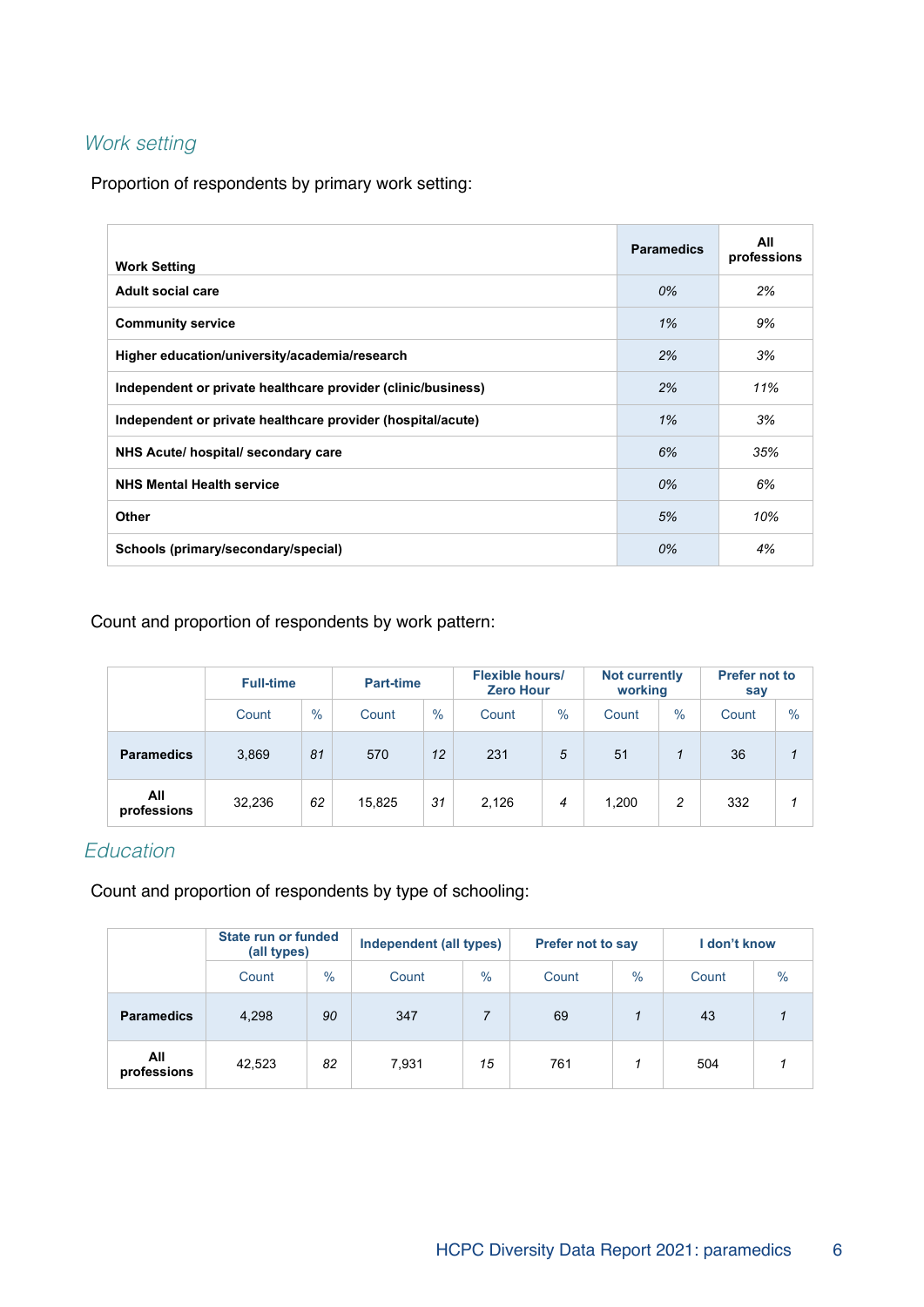## *Work setting*

Proportion of respondents by primary work setting:

| Work Setting | Paramedics | All professions |
|---|---|---|
| Adult social care | *0%* | *2%* |
| Community service | *1%* | *9%* |
| Higher education/university/academia/research | *2%* | *3%* |
| Independent or private healthcare provider (clinic/business) | *2%* | *11%* |
| Independent or private healthcare provider (hospital/acute) | *1%* | *3%* |
| NHS Acute/ hospital/ secondary care | *6%* | *35%* |
| NHS Mental Health service | *0%* | *6%* |
| Other | *5%* | *10%* |
| Schools (primary/secondary/special) | *0%* | *4%* |

Count and proportion of respondents by work pattern:

| | Full-time | | Part-time | | Flexible hours/ Zero Hour | | Not currently working | | Prefer not to say | |
|---|---|---|---|---|---|---|---|---|---|---|
| | Count | % | Count | % | Count | % | Count | % | Count | % |
| **Paramedics** | 3,869 | *81* | 570 | *12* | 231 | *5* | 51 | *1* | 36 | *1* |
| **All professions** | 32,236 | *62* | 15,825 | *31* | 2,126 | *4* | 1,200 | *2* | 332 | *1* |

## *Education*

Count and proportion of respondents by type of schooling:

| | State run or funded (all types) | | Independent (all types) | | Prefer not to say | | I don't know | |
|---|---|---|---|---|---|---|---|---|
| | Count | % | Count | % | Count | % | Count | % |
| **Paramedics** | 4,298 | *90* | 347 | *7* | 69 | *1* | 43 | *1* |
| **All professions** | 42,523 | *82* | 7,931 | *15* | 761 | *1* | 504 | *1* |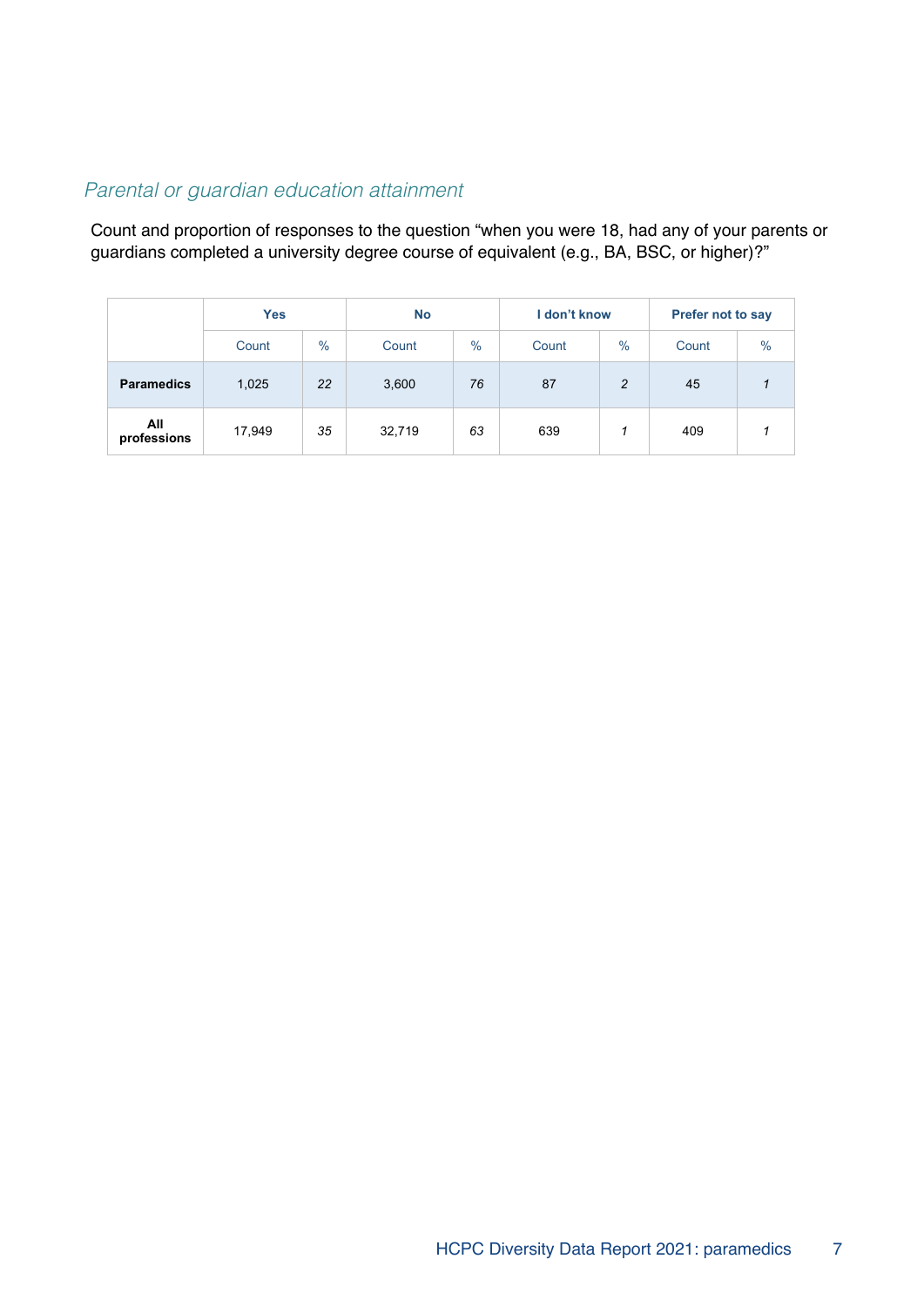*Parental or guardian education attainment*

Count and proportion of responses to the question “when you were 18, had any of your parents or guardians completed a university degree course of equivalent (e.g., BA, BSC, or higher)?”

| | Yes | | No | | I don’t know | | Prefer not to say | |
|---|---|---|---|---|---|---|---|---|
| | Count | % | Count | % | Count | % | Count | % |
| **Paramedics** | 1,025 | *22* | 3,600 | *76* | 87 | *2* | 45 | *1* |
| **All professions** | 17,949 | *35* | 32,719 | *63* | 639 | *1* | 409 | *1* |